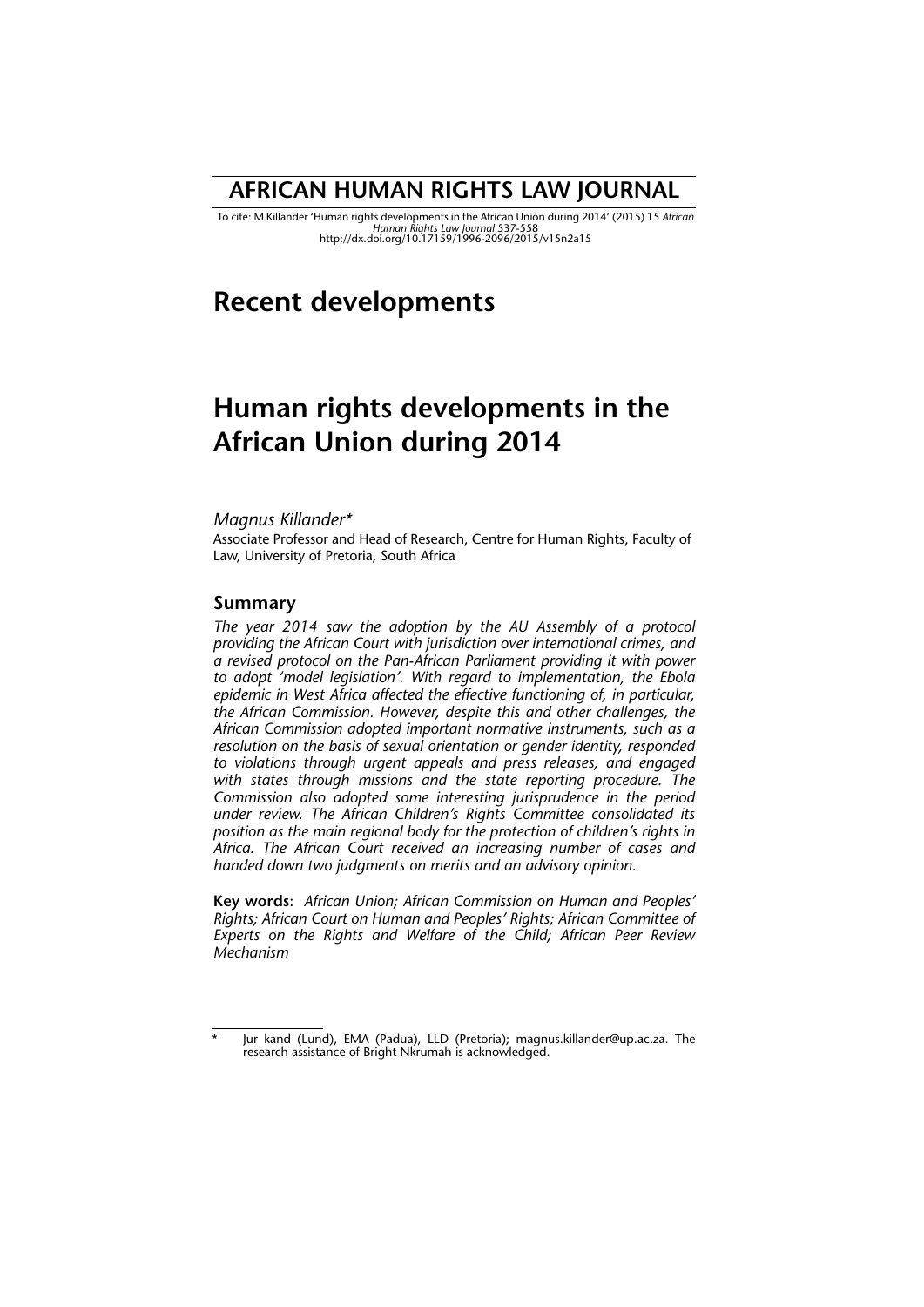# AFRICAN HUMAN RIGHTS LAW JOURNAL

To cite: M Killander 'Human rights developments in the African Union during 2014' (2015) 15 *African Human Rights Law Journal* 537-558
http://dx.doi.org/10.17159/1996-2096/2015/v15n2a15

# Recent developments

# Human rights developments in the African Union during 2014

*Magnus Killander\**

Associate Professor and Head of Research, Centre for Human Rights, Faculty of Law, University of Pretoria, South Africa

## Summary

*The year 2014 saw the adoption by the AU Assembly of a protocol providing the African Court with jurisdiction over international crimes, and a revised protocol on the Pan-African Parliament providing it with power to adopt 'model legislation'. With regard to implementation, the Ebola epidemic in West Africa affected the effective functioning of, in particular, the African Commission. However, despite this and other challenges, the African Commission adopted important normative instruments, such as a resolution on the basis of sexual orientation or gender identity, responded to violations through urgent appeals and press releases, and engaged with states through missions and the state reporting procedure. The Commission also adopted some interesting jurisprudence in the period under review. The African Children's Rights Committee consolidated its position as the main regional body for the protection of children's rights in Africa. The African Court received an increasing number of cases and handed down two judgments on merits and an advisory opinion.*

**Key words**: *African Union; African Commission on Human and Peoples' Rights; African Court on Human and Peoples' Rights; African Committee of Experts on the Rights and Welfare of the Child; African Peer Review Mechanism*

\* Jur kand (Lund), EMA (Padua), LLD (Pretoria); magnus.killander@up.ac.za. The research assistance of Bright Nkrumah is acknowledged.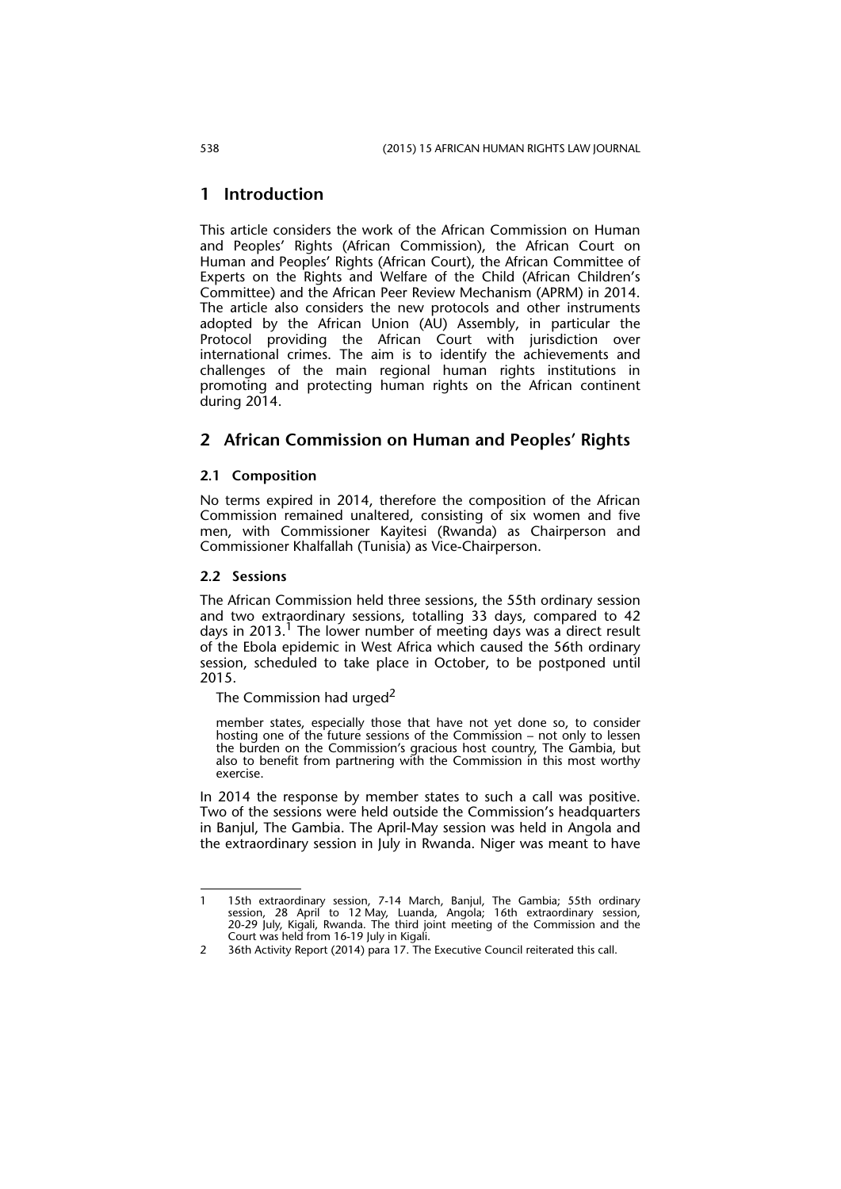## 1 Introduction

This article considers the work of the African Commission on Human and Peoples' Rights (African Commission), the African Court on Human and Peoples' Rights (African Court), the African Committee of Experts on the Rights and Welfare of the Child (African Children's Committee) and the African Peer Review Mechanism (APRM) in 2014. The article also considers the new protocols and other instruments adopted by the African Union (AU) Assembly, in particular the Protocol providing the African Court with jurisdiction over international crimes. The aim is to identify the achievements and challenges of the main regional human rights institutions in promoting and protecting human rights on the African continent during 2014.

## 2 African Commission on Human and Peoples' Rights

### 2.1 Composition

No terms expired in 2014, therefore the composition of the African Commission remained unaltered, consisting of six women and five men, with Commissioner Kayitesi (Rwanda) as Chairperson and Commissioner Khalfallah (Tunisia) as Vice-Chairperson.

### 2.2 Sessions

The African Commission held three sessions, the 55th ordinary session and two extraordinary sessions, totalling 33 days, compared to 42 days in 2013.[1] The lower number of meeting days was a direct result of the Ebola epidemic in West Africa which caused the 56th ordinary session, scheduled to take place in October, to be postponed until 2015.

The Commission had urged[2]

> member states, especially those that have not yet done so, to consider hosting one of the future sessions of the Commission – not only to lessen the burden on the Commission's gracious host country, The Gambia, but also to benefit from partnering with the Commission in this most worthy exercise.

In 2014 the response by member states to such a call was positive. Two of the sessions were held outside the Commission's headquarters in Banjul, The Gambia. The April-May session was held in Angola and the extraordinary session in July in Rwanda. Niger was meant to have

---

1 15th extraordinary session, 7-14 March, Banjul, The Gambia; 55th ordinary session, 28 April to 12 May, Luanda, Angola; 16th extraordinary session, 20-29 July, Kigali, Rwanda. The third joint meeting of the Commission and the Court was held from 16-19 July in Kigali.

2 36th Activity Report (2014) para 17. The Executive Council reiterated this call.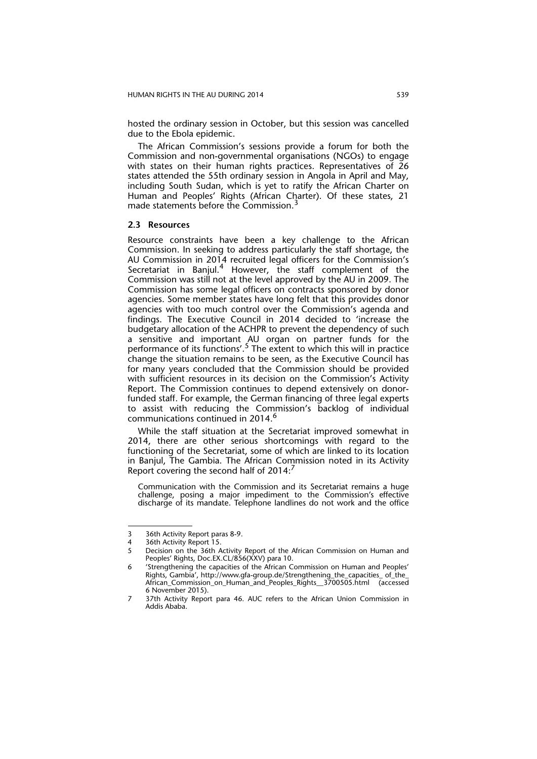hosted the ordinary session in October, but this session was cancelled due to the Ebola epidemic.

The African Commission's sessions provide a forum for both the Commission and non-governmental organisations (NGOs) to engage with states on their human rights practices. Representatives of 26 states attended the 55th ordinary session in Angola in April and May, including South Sudan, which is yet to ratify the African Charter on Human and Peoples' Rights (African Charter). Of these states, 21 made statements before the Commission.[3]

### 2.3 Resources

Resource constraints have been a key challenge to the African Commission. In seeking to address particularly the staff shortage, the AU Commission in 2014 recruited legal officers for the Commission's Secretariat in Banjul.[4] However, the staff complement of the Commission was still not at the level approved by the AU in 2009. The Commission has some legal officers on contracts sponsored by donor agencies. Some member states have long felt that this provides donor agencies with too much control over the Commission's agenda and findings. The Executive Council in 2014 decided to 'increase the budgetary allocation of the ACHPR to prevent the dependency of such a sensitive and important AU organ on partner funds for the performance of its functions'.[5] The extent to which this will in practice change the situation remains to be seen, as the Executive Council has for many years concluded that the Commission should be provided with sufficient resources in its decision on the Commission's Activity Report. The Commission continues to depend extensively on donor-funded staff. For example, the German financing of three legal experts to assist with reducing the Commission's backlog of individual communications continued in 2014.[6]

While the staff situation at the Secretariat improved somewhat in 2014, there are other serious shortcomings with regard to the functioning of the Secretariat, some of which are linked to its location in Banjul, The Gambia. The African Commission noted in its Activity Report covering the second half of 2014:[7]

> Communication with the Commission and its Secretariat remains a huge challenge, posing a major impediment to the Commission's effective discharge of its mandate. Telephone landlines do not work and the office

---

3 36th Activity Report paras 8-9.

4 36th Activity Report 15.

5 Decision on the 36th Activity Report of the African Commission on Human and Peoples' Rights, Doc.EX.CL/856(XXV) para 10.

6 'Strengthening the capacities of the African Commission on Human and Peoples' Rights, Gambia', http://www.gfa-group.de/Strengthening_the_capacities_ of_the_African_Commission_on_Human_and_Peoples_Rights__3700505.html (accessed 6 November 2015).

7 37th Activity Report para 46. AUC refers to the African Union Commission in Addis Ababa.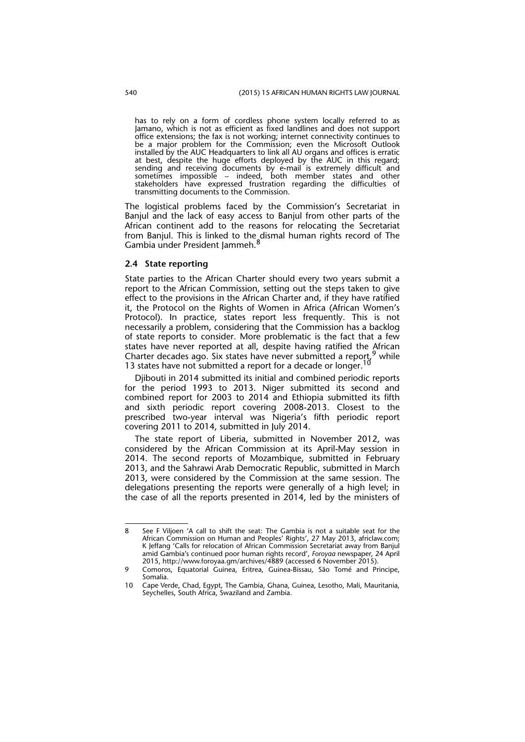has to rely on a form of cordless phone system locally referred to as Jamano, which is not as efficient as fixed landlines and does not support office extensions; the fax is not working; internet connectivity continues to be a major problem for the Commission; even the Microsoft Outlook installed by the AUC Headquarters to link all AU organs and offices is erratic at best, despite the huge efforts deployed by the AUC in this regard; sending and receiving documents by e-mail is extremely difficult and sometimes impossible – indeed, both member states and other stakeholders have expressed frustration regarding the difficulties of transmitting documents to the Commission.

The logistical problems faced by the Commission's Secretariat in Banjul and the lack of easy access to Banjul from other parts of the African continent add to the reasons for relocating the Secretariat from Banjul. This is linked to the dismal human rights record of The Gambia under President Jammeh.[8]

### 2.4 State reporting

State parties to the African Charter should every two years submit a report to the African Commission, setting out the steps taken to give effect to the provisions in the African Charter and, if they have ratified it, the Protocol on the Rights of Women in Africa (African Women's Protocol). In practice, states report less frequently. This is not necessarily a problem, considering that the Commission has a backlog of state reports to consider. More problematic is the fact that a few states have never reported at all, despite having ratified the African Charter decades ago. Six states have never submitted a report,[9] while 13 states have not submitted a report for a decade or longer.[10]

Djibouti in 2014 submitted its initial and combined periodic reports for the period 1993 to 2013. Niger submitted its second and combined report for 2003 to 2014 and Ethiopia submitted its fifth and sixth periodic report covering 2008-2013. Closest to the prescribed two-year interval was Nigeria's fifth periodic report covering 2011 to 2014, submitted in July 2014.

The state report of Liberia, submitted in November 2012, was considered by the African Commission at its April-May session in 2014. The second reports of Mozambique, submitted in February 2013, and the Sahrawi Arab Democratic Republic, submitted in March 2013, were considered by the Commission at the same session. The delegations presenting the reports were generally of a high level; in the case of all the reports presented in 2014, led by the ministers of

---

8 See F Viljoen 'A call to shift the seat: The Gambia is not a suitable seat for the African Commission on Human and Peoples' Rights', 27 May 2013, africlaw.com; K Jeffang 'Calls for relocation of African Commission Secretariat away from Banjul amid Gambia's continued poor human rights record', *Foroyaa* newspaper, 24 April 2015, http://www.foroyaa.gm/archives/4889 (accessed 6 November 2015).

9 Comoros, Equatorial Guinea, Eritrea, Guinea-Bissau, São Tomé and Principe, Somalia.

10 Cape Verde, Chad, Egypt, The Gambia, Ghana, Guinea, Lesotho, Mali, Mauritania, Seychelles, South Africa, Swaziland and Zambia.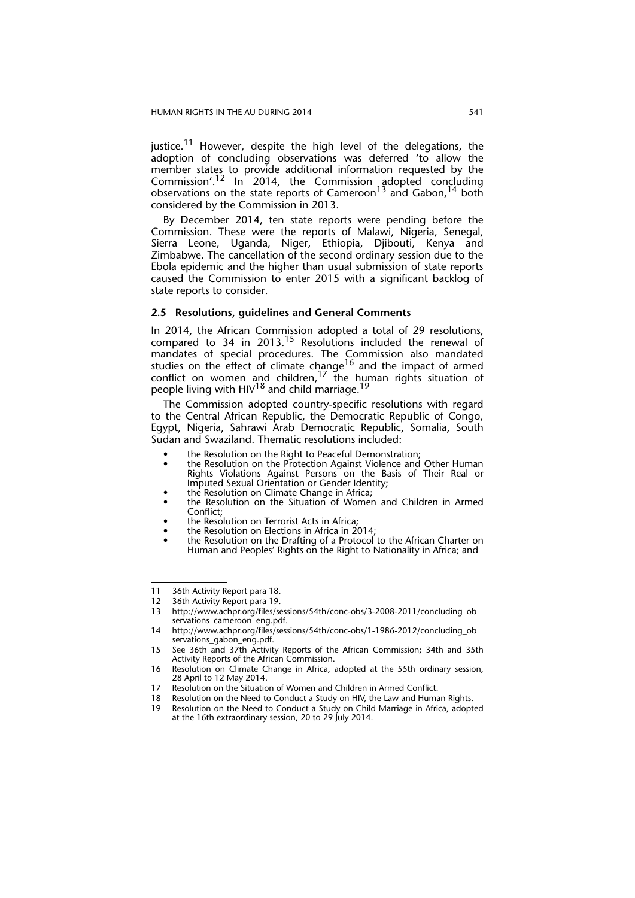justice.[11] However, despite the high level of the delegations, the adoption of concluding observations was deferred 'to allow the member states to provide additional information requested by the Commission'.[12] In 2014, the Commission adopted concluding observations on the state reports of Cameroon[13] and Gabon,[14] both considered by the Commission in 2013.

By December 2014, ten state reports were pending before the Commission. These were the reports of Malawi, Nigeria, Senegal, Sierra Leone, Uganda, Niger, Ethiopia, Djibouti, Kenya and Zimbabwe. The cancellation of the second ordinary session due to the Ebola epidemic and the higher than usual submission of state reports caused the Commission to enter 2015 with a significant backlog of state reports to consider.

### 2.5 Resolutions, guidelines and General Comments

In 2014, the African Commission adopted a total of 29 resolutions, compared to 34 in 2013.[15] Resolutions included the renewal of mandates of special procedures. The Commission also mandated studies on the effect of climate change[16] and the impact of armed conflict on women and children,[17] the human rights situation of people living with HIV[18] and child marriage.[19]

The Commission adopted country-specific resolutions with regard to the Central African Republic, the Democratic Republic of Congo, Egypt, Nigeria, Sahrawi Arab Democratic Republic, Somalia, South Sudan and Swaziland. Thematic resolutions included:

- the Resolution on the Right to Peaceful Demonstration;
- the Resolution on the Protection Against Violence and Other Human Rights Violations Against Persons on the Basis of Their Real or Imputed Sexual Orientation or Gender Identity;
- the Resolution on Climate Change in Africa;
- the Resolution on the Situation of Women and Children in Armed Conflict;
- the Resolution on Terrorist Acts in Africa;
- the Resolution on Elections in Africa in 2014;
- the Resolution on the Drafting of a Protocol to the African Charter on Human and Peoples' Rights on the Right to Nationality in Africa; and

---

11 36th Activity Report para 18.

12 36th Activity Report para 19.

13 http://www.achpr.org/files/sessions/54th/conc-obs/3-2008-2011/concluding_observations_cameroon_eng.pdf.

14 http://www.achpr.org/files/sessions/54th/conc-obs/1-1986-2012/concluding_observations_gabon_eng.pdf.

15 See 36th and 37th Activity Reports of the African Commission; 34th and 35th Activity Reports of the African Commission.

16 Resolution on Climate Change in Africa, adopted at the 55th ordinary session, 28 April to 12 May 2014.

17 Resolution on the Situation of Women and Children in Armed Conflict.

18 Resolution on the Need to Conduct a Study on HIV, the Law and Human Rights.

19 Resolution on the Need to Conduct a Study on Child Marriage in Africa, adopted at the 16th extraordinary session, 20 to 29 July 2014.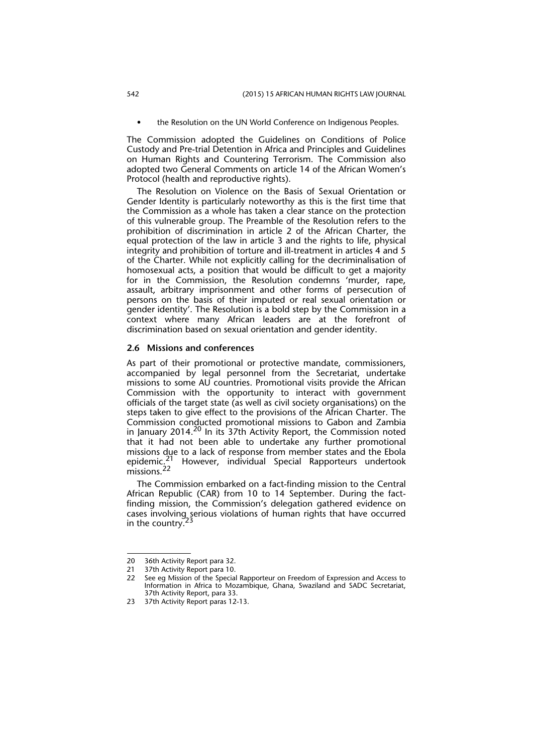- the Resolution on the UN World Conference on Indigenous Peoples.

The Commission adopted the Guidelines on Conditions of Police Custody and Pre-trial Detention in Africa and Principles and Guidelines on Human Rights and Countering Terrorism. The Commission also adopted two General Comments on article 14 of the African Women's Protocol (health and reproductive rights).

The Resolution on Violence on the Basis of Sexual Orientation or Gender Identity is particularly noteworthy as this is the first time that the Commission as a whole has taken a clear stance on the protection of this vulnerable group. The Preamble of the Resolution refers to the prohibition of discrimination in article 2 of the African Charter, the equal protection of the law in article 3 and the rights to life, physical integrity and prohibition of torture and ill-treatment in articles 4 and 5 of the Charter. While not explicitly calling for the decriminalisation of homosexual acts, a position that would be difficult to get a majority for in the Commission, the Resolution condemns 'murder, rape, assault, arbitrary imprisonment and other forms of persecution of persons on the basis of their imputed or real sexual orientation or gender identity'. The Resolution is a bold step by the Commission in a context where many African leaders are at the forefront of discrimination based on sexual orientation and gender identity.

### 2.6 Missions and conferences

As part of their promotional or protective mandate, commissioners, accompanied by legal personnel from the Secretariat, undertake missions to some AU countries. Promotional visits provide the African Commission with the opportunity to interact with government officials of the target state (as well as civil society organisations) on the steps taken to give effect to the provisions of the African Charter. The Commission conducted promotional missions to Gabon and Zambia in January 2014.[20] In its 37th Activity Report, the Commission noted that it had not been able to undertake any further promotional missions due to a lack of response from member states and the Ebola epidemic.[21] However, individual Special Rapporteurs undertook missions.[22]

The Commission embarked on a fact-finding mission to the Central African Republic (CAR) from 10 to 14 September. During the fact-finding mission, the Commission's delegation gathered evidence on cases involving serious violations of human rights that have occurred in the country.[23]

---

20 36th Activity Report para 32.

21 37th Activity Report para 10.

22 See eg Mission of the Special Rapporteur on Freedom of Expression and Access to Information in Africa to Mozambique, Ghana, Swaziland and SADC Secretariat, 37th Activity Report, para 33.

23 37th Activity Report paras 12-13.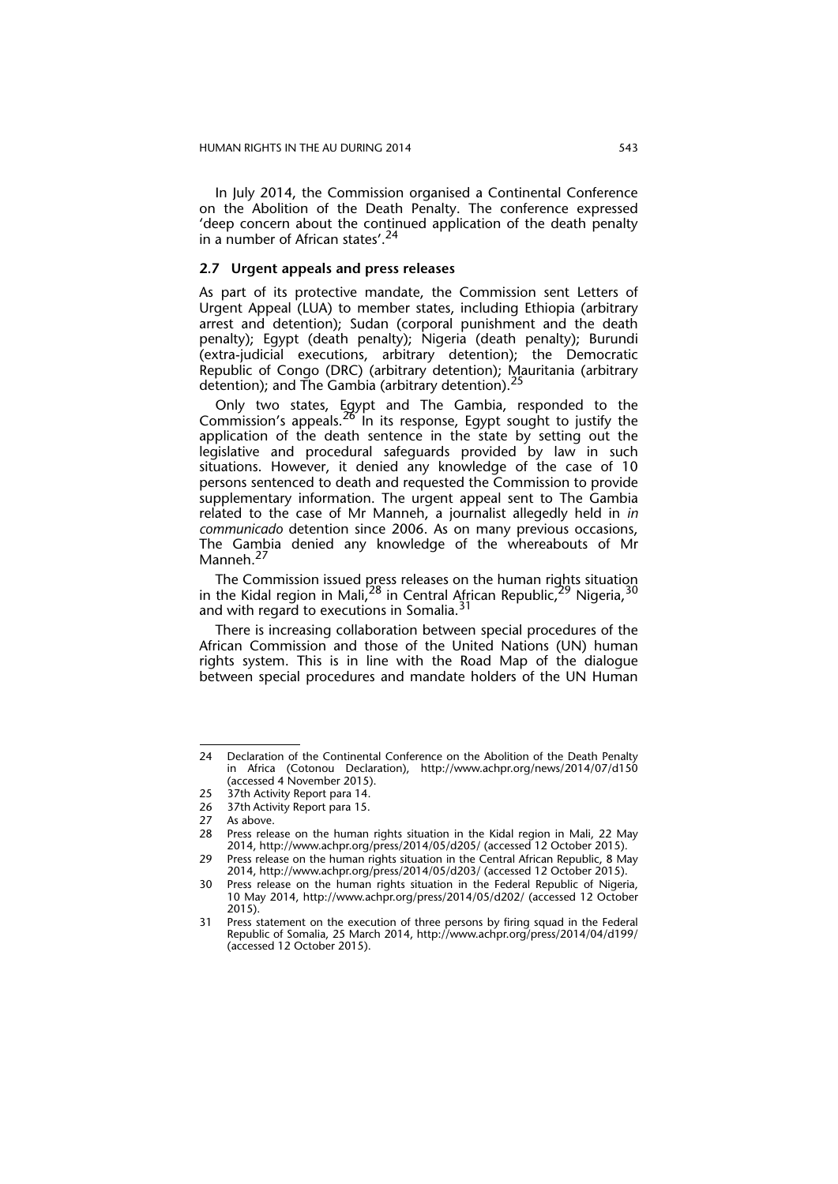In July 2014, the Commission organised a Continental Conference on the Abolition of the Death Penalty. The conference expressed 'deep concern about the continued application of the death penalty in a number of African states'.[24]

### 2.7 Urgent appeals and press releases

As part of its protective mandate, the Commission sent Letters of Urgent Appeal (LUA) to member states, including Ethiopia (arbitrary arrest and detention); Sudan (corporal punishment and the death penalty); Egypt (death penalty); Nigeria (death penalty); Burundi (extra-judicial executions, arbitrary detention); the Democratic Republic of Congo (DRC) (arbitrary detention); Mauritania (arbitrary detention); and The Gambia (arbitrary detention).[25]

Only two states, Egypt and The Gambia, responded to the Commission's appeals.[26] In its response, Egypt sought to justify the application of the death sentence in the state by setting out the legislative and procedural safeguards provided by law in such situations. However, it denied any knowledge of the case of 10 persons sentenced to death and requested the Commission to provide supplementary information. The urgent appeal sent to The Gambia related to the case of Mr Manneh, a journalist allegedly held in *in communicado* detention since 2006. As on many previous occasions, The Gambia denied any knowledge of the whereabouts of Mr Manneh.[27]

The Commission issued press releases on the human rights situation in the Kidal region in Mali,[28] in Central African Republic,[29] Nigeria,[30] and with regard to executions in Somalia.[31]

There is increasing collaboration between special procedures of the African Commission and those of the United Nations (UN) human rights system. This is in line with the Road Map of the dialogue between special procedures and mandate holders of the UN Human

---

24 Declaration of the Continental Conference on the Abolition of the Death Penalty in Africa (Cotonou Declaration), http://www.achpr.org/news/2014/07/d150 (accessed 4 November 2015).

25 37th Activity Report para 14.

26 37th Activity Report para 15.

27 As above.

28 Press release on the human rights situation in the Kidal region in Mali, 22 May 2014, http://www.achpr.org/press/2014/05/d205/ (accessed 12 October 2015).

29 Press release on the human rights situation in the Central African Republic, 8 May 2014, http://www.achpr.org/press/2014/05/d203/ (accessed 12 October 2015).

30 Press release on the human rights situation in the Federal Republic of Nigeria, 10 May 2014, http://www.achpr.org/press/2014/05/d202/ (accessed 12 October 2015).

31 Press statement on the execution of three persons by firing squad in the Federal Republic of Somalia, 25 March 2014, http://www.achpr.org/press/2014/04/d199/ (accessed 12 October 2015).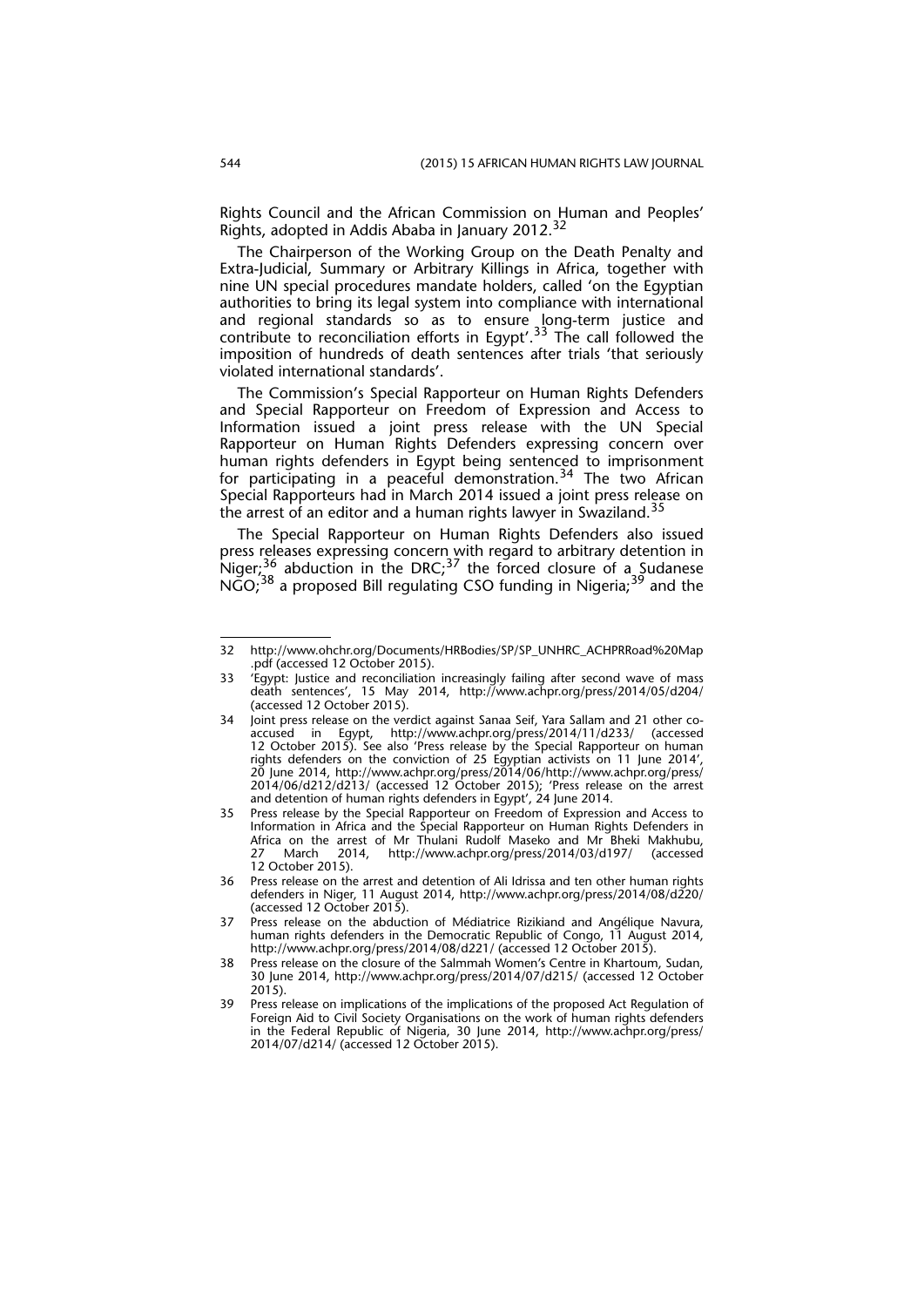Rights Council and the African Commission on Human and Peoples' Rights, adopted in Addis Ababa in January 2012.[32]

The Chairperson of the Working Group on the Death Penalty and Extra-Judicial, Summary or Arbitrary Killings in Africa, together with nine UN special procedures mandate holders, called 'on the Egyptian authorities to bring its legal system into compliance with international and regional standards so as to ensure long-term justice and contribute to reconciliation efforts in Egypt'.[33] The call followed the imposition of hundreds of death sentences after trials 'that seriously violated international standards'.

The Commission's Special Rapporteur on Human Rights Defenders and Special Rapporteur on Freedom of Expression and Access to Information issued a joint press release with the UN Special Rapporteur on Human Rights Defenders expressing concern over human rights defenders in Egypt being sentenced to imprisonment for participating in a peaceful demonstration.[34] The two African Special Rapporteurs had in March 2014 issued a joint press release on the arrest of an editor and a human rights lawyer in Swaziland.[35]

The Special Rapporteur on Human Rights Defenders also issued press releases expressing concern with regard to arbitrary detention in Niger;[36] abduction in the DRC;[37] the forced closure of a Sudanese NGO;[38] a proposed Bill regulating CSO funding in Nigeria;[39] and the

---

32 http://www.ohchr.org/Documents/HRBodies/SP/SP_UNHRC_ACHPRRoad%20Map.pdf (accessed 12 October 2015).

33 'Egypt: Justice and reconciliation increasingly failing after second wave of mass death sentences', 15 May 2014, http://www.achpr.org/press/2014/05/d204/ (accessed 12 October 2015).

34 Joint press release on the verdict against Sanaa Seif, Yara Sallam and 21 other co-accused in Egypt, http://www.achpr.org/press/2014/11/d233/ (accessed 12 October 2015). See also 'Press release by the Special Rapporteur on human rights defenders on the conviction of 25 Egyptian activists on 11 June 2014', 20 June 2014, http://www.achpr.org/press/2014/06/http://www.achpr.org/press/2014/06/d212/d213/ (accessed 12 October 2015); 'Press release on the arrest and detention of human rights defenders in Egypt', 24 June 2014.

35 Press release by the Special Rapporteur on Freedom of Expression and Access to Information in Africa and the Special Rapporteur on Human Rights Defenders in Africa on the arrest of Mr Thulani Rudolf Maseko and Mr Bheki Makhubu, 27 March 2014, http://www.achpr.org/press/2014/03/d197/ (accessed 12 October 2015).

36 Press release on the arrest and detention of Ali Idrissa and ten other human rights defenders in Niger, 11 August 2014, http://www.achpr.org/press/2014/08/d220/ (accessed 12 October 2015).

37 Press release on the abduction of Médiatrice Rizikiand and Angélique Navura, human rights defenders in the Democratic Republic of Congo, 11 August 2014, http://www.achpr.org/press/2014/08/d221/ (accessed 12 October 2015).

38 Press release on the closure of the Salmmah Women's Centre in Khartoum, Sudan, 30 June 2014, http://www.achpr.org/press/2014/07/d215/ (accessed 12 October 2015).

39 Press release on implications of the implications of the proposed Act Regulation of Foreign Aid to Civil Society Organisations on the work of human rights defenders in the Federal Republic of Nigeria, 30 June 2014, http://www.achpr.org/press/2014/07/d214/ (accessed 12 October 2015).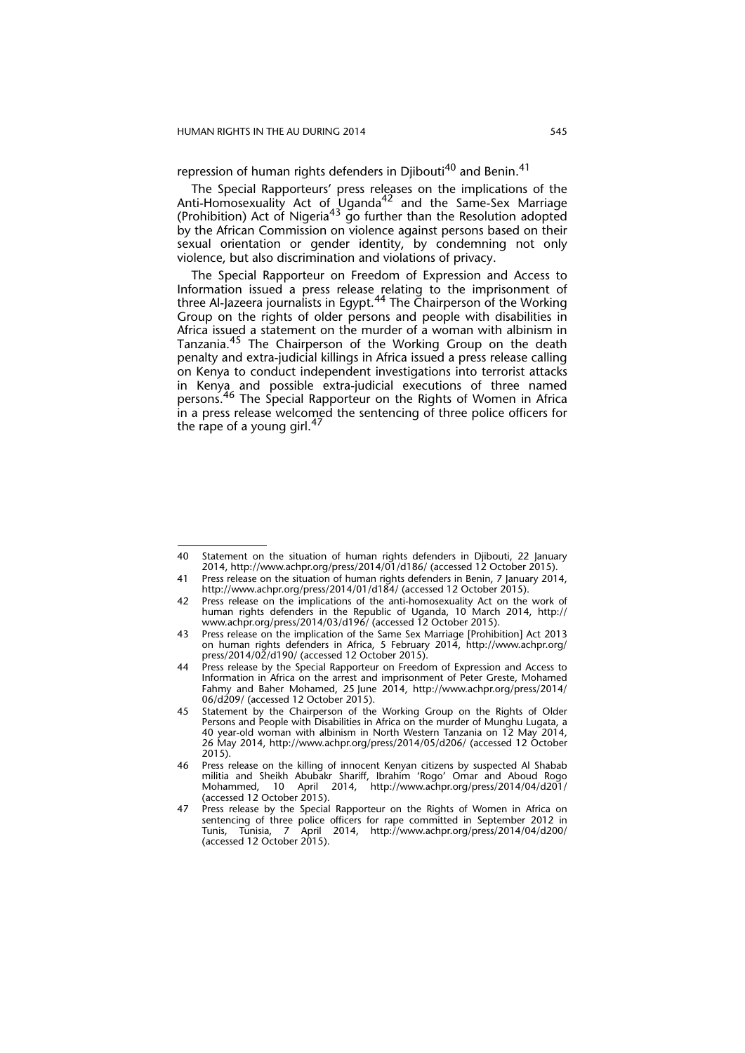repression of human rights defenders in Djibouti[40] and Benin.[41]

The Special Rapporteurs' press releases on the implications of the Anti-Homosexuality Act of Uganda[42] and the Same-Sex Marriage (Prohibition) Act of Nigeria[43] go further than the Resolution adopted by the African Commission on violence against persons based on their sexual orientation or gender identity, by condemning not only violence, but also discrimination and violations of privacy.

The Special Rapporteur on Freedom of Expression and Access to Information issued a press release relating to the imprisonment of three Al-Jazeera journalists in Egypt.[44] The Chairperson of the Working Group on the rights of older persons and people with disabilities in Africa issued a statement on the murder of a woman with albinism in Tanzania.[45] The Chairperson of the Working Group on the death penalty and extra-judicial killings in Africa issued a press release calling on Kenya to conduct independent investigations into terrorist attacks in Kenya and possible extra-judicial executions of three named persons.[46] The Special Rapporteur on the Rights of Women in Africa in a press release welcomed the sentencing of three police officers for the rape of a young girl.[47]

---

40 Statement on the situation of human rights defenders in Djibouti, 22 January 2014, http://www.achpr.org/press/2014/01/d186/ (accessed 12 October 2015).

41 Press release on the situation of human rights defenders in Benin, 7 January 2014, http://www.achpr.org/press/2014/01/d184/ (accessed 12 October 2015).

42 Press release on the implications of the anti-homosexuality Act on the work of human rights defenders in the Republic of Uganda, 10 March 2014, http://www.achpr.org/press/2014/03/d196/ (accessed 12 October 2015).

43 Press release on the implication of the Same Sex Marriage [Prohibition] Act 2013 on human rights defenders in Africa, 5 February 2014, http://www.achpr.org/press/2014/02/d190/ (accessed 12 October 2015).

44 Press release by the Special Rapporteur on Freedom of Expression and Access to Information in Africa on the arrest and imprisonment of Peter Greste, Mohamed Fahmy and Baher Mohamed, 25 June 2014, http://www.achpr.org/press/2014/06/d209/ (accessed 12 October 2015).

45 Statement by the Chairperson of the Working Group on the Rights of Older Persons and People with Disabilities in Africa on the murder of Munghu Lugata, a 40 year-old woman with albinism in North Western Tanzania on 12 May 2014, 26 May 2014, http://www.achpr.org/press/2014/05/d206/ (accessed 12 October 2015).

46 Press release on the killing of innocent Kenyan citizens by suspected Al Shabab militia and Sheikh Abubakr Shariff, Ibrahim 'Rogo' Omar and Aboud Rogo Mohammed, 10 April 2014, http://www.achpr.org/press/2014/04/d201/ (accessed 12 October 2015).

47 Press release by the Special Rapporteur on the Rights of Women in Africa on sentencing of three police officers for rape committed in September 2012 in Tunis, Tunisia, 7 April 2014, http://www.achpr.org/press/2014/04/d200/ (accessed 12 October 2015).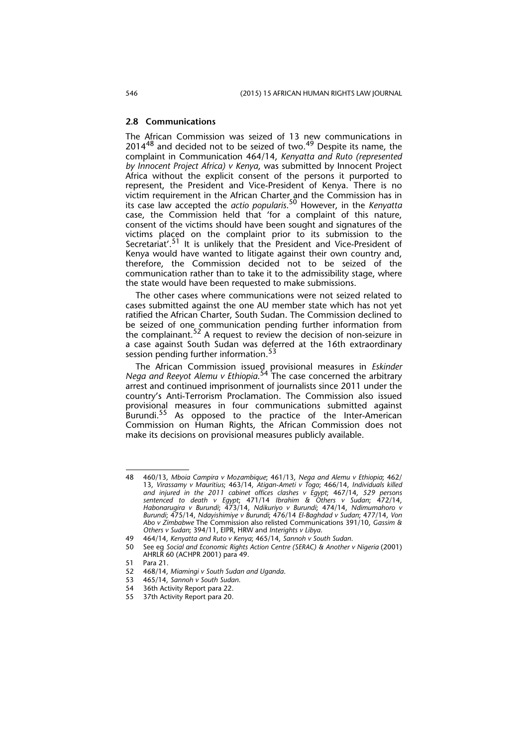### 2.8 Communications

The African Commission was seized of 13 new communications in 2014[48] and decided not to be seized of two.[49] Despite its name, the complaint in Communication 464/14, *Kenyatta and Ruto (represented by Innocent Project Africa) v Kenya*, was submitted by Innocent Project Africa without the explicit consent of the persons it purported to represent, the President and Vice-President of Kenya. There is no victim requirement in the African Charter and the Commission has in its case law accepted the *actio popularis*.[50] However, in the *Kenyatta* case, the Commission held that 'for a complaint of this nature, consent of the victims should have been sought and signatures of the victims placed on the complaint prior to its submission to the Secretariat'.[51] It is unlikely that the President and Vice-President of Kenya would have wanted to litigate against their own country and, therefore, the Commission decided not to be seized of the communication rather than to take it to the admissibility stage, where the state would have been requested to make submissions.

The other cases where communications were not seized related to cases submitted against the one AU member state which has not yet ratified the African Charter, South Sudan. The Commission declined to be seized of one communication pending further information from the complainant.[52] A request to review the decision of non-seizure in a case against South Sudan was deferred at the 16th extraordinary session pending further information.[53]

The African Commission issued provisional measures in *Eskinder Nega and Reeyot Alemu v Ethiopia*.[54] The case concerned the arbitrary arrest and continued imprisonment of journalists since 2011 under the country's Anti-Terrorism Proclamation. The Commission also issued provisional measures in four communications submitted against Burundi.[55] As opposed to the practice of the Inter-American Commission on Human Rights, the African Commission does not make its decisions on provisional measures publicly available.

---

48 460/13, *Mboia Campira v Mozambique*; 461/13, *Nega and Alemu v Ethiopia*; 462/13, *Virassamy v Mauritius*; 463/14, *Atigan-Ameti v Togo*; 466/14, *Individuals killed and injured in the 2011 cabinet offices clashes v Egypt*; 467/14, *529 persons sentenced to death v Egypt*; 471/14 *Ibrahim & Others v Sudan*; 472/14, *Habonarugira v Burundi*; 473/14, *Ndikuriyo v Burundi*; 474/14, *Ndimumahoro v Burundi*; 475/14, *Ndayishimiye v Burundi*; 476/14 *El-Baghdad v Sudan*; 477/14, *Von Abo v Zimbabwe* The Commission also relisted Communications 391/10, *Gassim & Others v Sudan*; 394/11, EIPR, HRW and *Interights v Libya*.

49 464/14, *Kenyatta and Ruto v Kenya*; 465/14, *Sannoh v South Sudan*.

50 See eg *Social and Economic Rights Action Centre (SERAC) & Another v Nigeria* (2001) AHRLR 60 (ACHPR 2001) para 49.

51 Para 21.

52 468/14, *Miamingi v South Sudan and Uganda*.

53 465/14, *Sannoh v South Sudan*.

54 36th Activity Report para 22.

55 37th Activity Report para 20.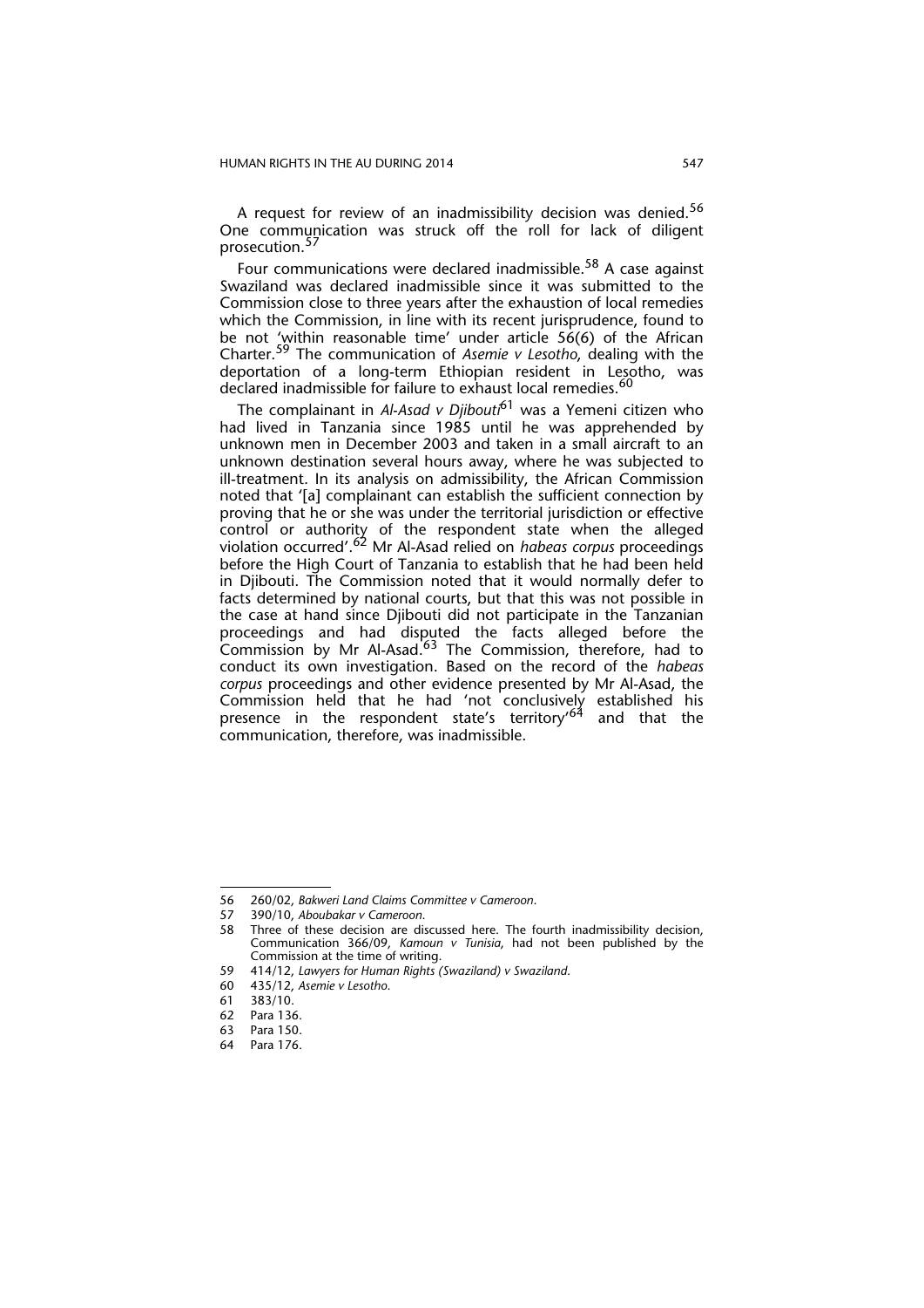A request for review of an inadmissibility decision was denied.[56] One communication was struck off the roll for lack of diligent prosecution.[57]

Four communications were declared inadmissible.[58] A case against Swaziland was declared inadmissible since it was submitted to the Commission close to three years after the exhaustion of local remedies which the Commission, in line with its recent jurisprudence, found to be not 'within reasonable time' under article 56(6) of the African Charter.[59] The communication of *Asemie v Lesotho*, dealing with the deportation of a long-term Ethiopian resident in Lesotho, was declared inadmissible for failure to exhaust local remedies.[60]

The complainant in *Al-Asad v Djibouti*[61] was a Yemeni citizen who had lived in Tanzania since 1985 until he was apprehended by unknown men in December 2003 and taken in a small aircraft to an unknown destination several hours away, where he was subjected to ill-treatment. In its analysis on admissibility, the African Commission noted that '[a] complainant can establish the sufficient connection by proving that he or she was under the territorial jurisdiction or effective control or authority of the respondent state when the alleged violation occurred'.[62] Mr Al-Asad relied on *habeas corpus* proceedings before the High Court of Tanzania to establish that he had been held in Djibouti. The Commission noted that it would normally defer to facts determined by national courts, but that this was not possible in the case at hand since Djibouti did not participate in the Tanzanian proceedings and had disputed the facts alleged before the Commission by Mr Al-Asad.[63] The Commission, therefore, had to conduct its own investigation. Based on the record of the *habeas corpus* proceedings and other evidence presented by Mr Al-Asad, the Commission held that he had 'not conclusively established his presence in the respondent state's territory'[64] and that the communication, therefore, was inadmissible.

---

56 260/02, *Bakweri Land Claims Committee v Cameroon*.

57 390/10, *Aboubakar v Cameroon*.

58 Three of these decision are discussed here. The fourth inadmissibility decision, Communication 366/09, *Kamoun v Tunisia*, had not been published by the Commission at the time of writing.

59 414/12, *Lawyers for Human Rights (Swaziland) v Swaziland*.

60 435/12, *Asemie v Lesotho*.

61 383/10.

62 Para 136.

63 Para 150.

64 Para 176.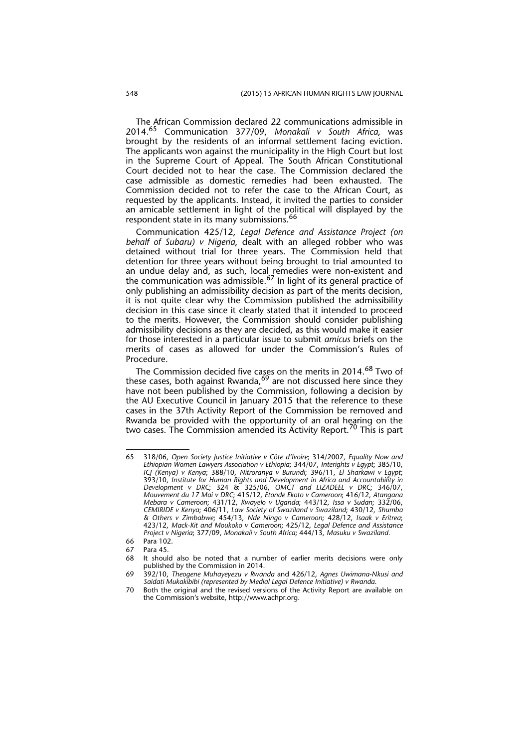The African Commission declared 22 communications admissible in 2014.[65] Communication 377/09, *Monakali v South Africa*, was brought by the residents of an informal settlement facing eviction. The applicants won against the municipality in the High Court but lost in the Supreme Court of Appeal. The South African Constitutional Court decided not to hear the case. The Commission declared the case admissible as domestic remedies had been exhausted. The Commission decided not to refer the case to the African Court, as requested by the applicants. Instead, it invited the parties to consider an amicable settlement in light of the political will displayed by the respondent state in its many submissions.[66]

Communication 425/12, *Legal Defence and Assistance Project (on behalf of Subaru) v Nigeria*, dealt with an alleged robber who was detained without trial for three years. The Commission held that detention for three years without being brought to trial amounted to an undue delay and, as such, local remedies were non-existent and the communication was admissible.[67] In light of its general practice of only publishing an admissibility decision as part of the merits decision, it is not quite clear why the Commission published the admissibility decision in this case since it clearly stated that it intended to proceed to the merits. However, the Commission should consider publishing admissibility decisions as they are decided, as this would make it easier for those interested in a particular issue to submit *amicus* briefs on the merits of cases as allowed for under the Commission's Rules of Procedure.

The Commission decided five cases on the merits in 2014.[68] Two of these cases, both against Rwanda,[69] are not discussed here since they have not been published by the Commission, following a decision by the AU Executive Council in January 2015 that the reference to these cases in the 37th Activity Report of the Commission be removed and Rwanda be provided with the opportunity of an oral hearing on the two cases. The Commission amended its Activity Report.[70] This is part

---

65 318/06, *Open Society Justice Initiative v Côte d'Ivoire*; 314/2007, *Equality Now and Ethiopian Women Lawyers Association v Ethiopia*; 344/07, *Interights v Egypt*; 385/10, *ICJ (Kenya) v Kenya*; 388/10, *Nitroranya v Burundi*; 396/11, *El Sharkawi v Egypt*; 393/10, *Institute for Human Rights and Development in Africa and Accountability in Development v DRC*; 324 & 325/06, *OMCT and LIZADEEL v DRC*; 346/07, *Mouvement du 17 Mai v DRC*; 415/12, *Etonde Ekoto v Cameroon*; 416/12, *Atangana Mebara v Cameroon*; 431/12, *Kwayelo v Uganda*; 443/12, *Issa v Sudan*; 332/06, *CEMIRIDE v Kenya*; 406/11, *Law Society of Swaziland v Swaziland*; 430/12, *Shumba & Others v Zimbabwe*; 454/13, *Nde Ningo v Cameroon*; 428/12, *Isaak v Eritrea*; 423/12, *Mack-Kit and Moukoko v Cameroon*; 425/12, *Legal Defence and Assistance Project v Nigeria*; 377/09, *Monakali v South Africa*; 444/13, *Masuku v Swaziland*.

66 Para 102.

67 Para 45.

68 It should also be noted that a number of earlier merits decisions were only published by the Commission in 2014.

69 392/10, *Theogene Muhayeyezu v Rwanda* and 426/12, *Agnes Uwimana-Nkusi and Saidati Mukakibibi (represented by Medial Legal Defence Initiative) v Rwanda*.

70 Both the original and the revised versions of the Activity Report are available on the Commission's website, http://www.achpr.org.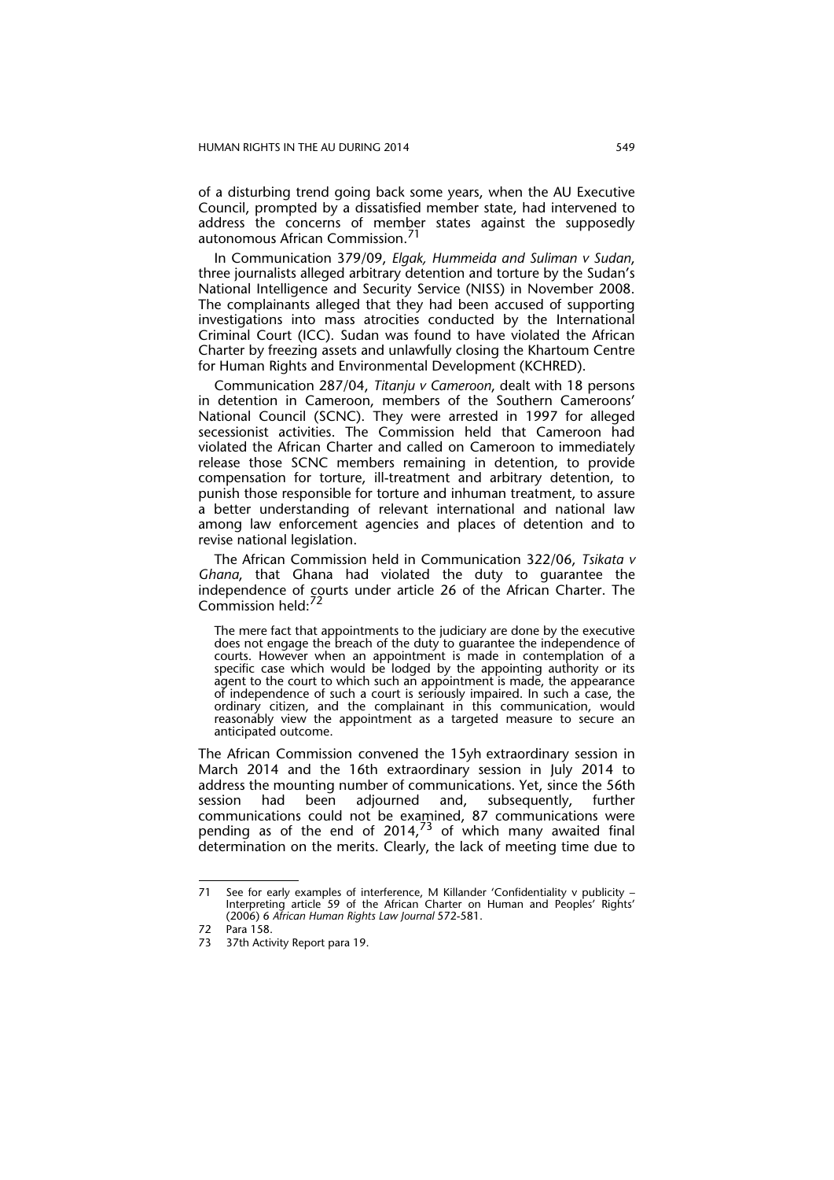of a disturbing trend going back some years, when the AU Executive Council, prompted by a dissatisfied member state, had intervened to address the concerns of member states against the supposedly autonomous African Commission.[71]

In Communication 379/09, *Elgak, Hummeida and Suliman v Sudan*, three journalists alleged arbitrary detention and torture by the Sudan's National Intelligence and Security Service (NISS) in November 2008. The complainants alleged that they had been accused of supporting investigations into mass atrocities conducted by the International Criminal Court (ICC). Sudan was found to have violated the African Charter by freezing assets and unlawfully closing the Khartoum Centre for Human Rights and Environmental Development (KCHRED).

Communication 287/04, *Titanju v Cameroon*, dealt with 18 persons in detention in Cameroon, members of the Southern Cameroons' National Council (SCNC). They were arrested in 1997 for alleged secessionist activities. The Commission held that Cameroon had violated the African Charter and called on Cameroon to immediately release those SCNC members remaining in detention, to provide compensation for torture, ill-treatment and arbitrary detention, to punish those responsible for torture and inhuman treatment, to assure a better understanding of relevant international and national law among law enforcement agencies and places of detention and to revise national legislation.

The African Commission held in Communication 322/06, *Tsikata v Ghana*, that Ghana had violated the duty to guarantee the independence of courts under article 26 of the African Charter. The Commission held:[72]

> The mere fact that appointments to the judiciary are done by the executive does not engage the breach of the duty to guarantee the independence of courts. However when an appointment is made in contemplation of a specific case which would be lodged by the appointing authority or its agent to the court to which such an appointment is made, the appearance of independence of such a court is seriously impaired. In such a case, the ordinary citizen, and the complainant in this communication, would reasonably view the appointment as a targeted measure to secure an anticipated outcome.

The African Commission convened the 15yh extraordinary session in March 2014 and the 16th extraordinary session in July 2014 to address the mounting number of communications. Yet, since the 56th session had been adjourned and, subsequently, further communications could not be examined, 87 communications were pending as of the end of 2014,[73] of which many awaited final determination on the merits. Clearly, the lack of meeting time due to

---

71 See for early examples of interference, M Killander 'Confidentiality v publicity – Interpreting article 59 of the African Charter on Human and Peoples' Rights' (2006) 6 *African Human Rights Law Journal* 572-581.

72 Para 158.

73 37th Activity Report para 19.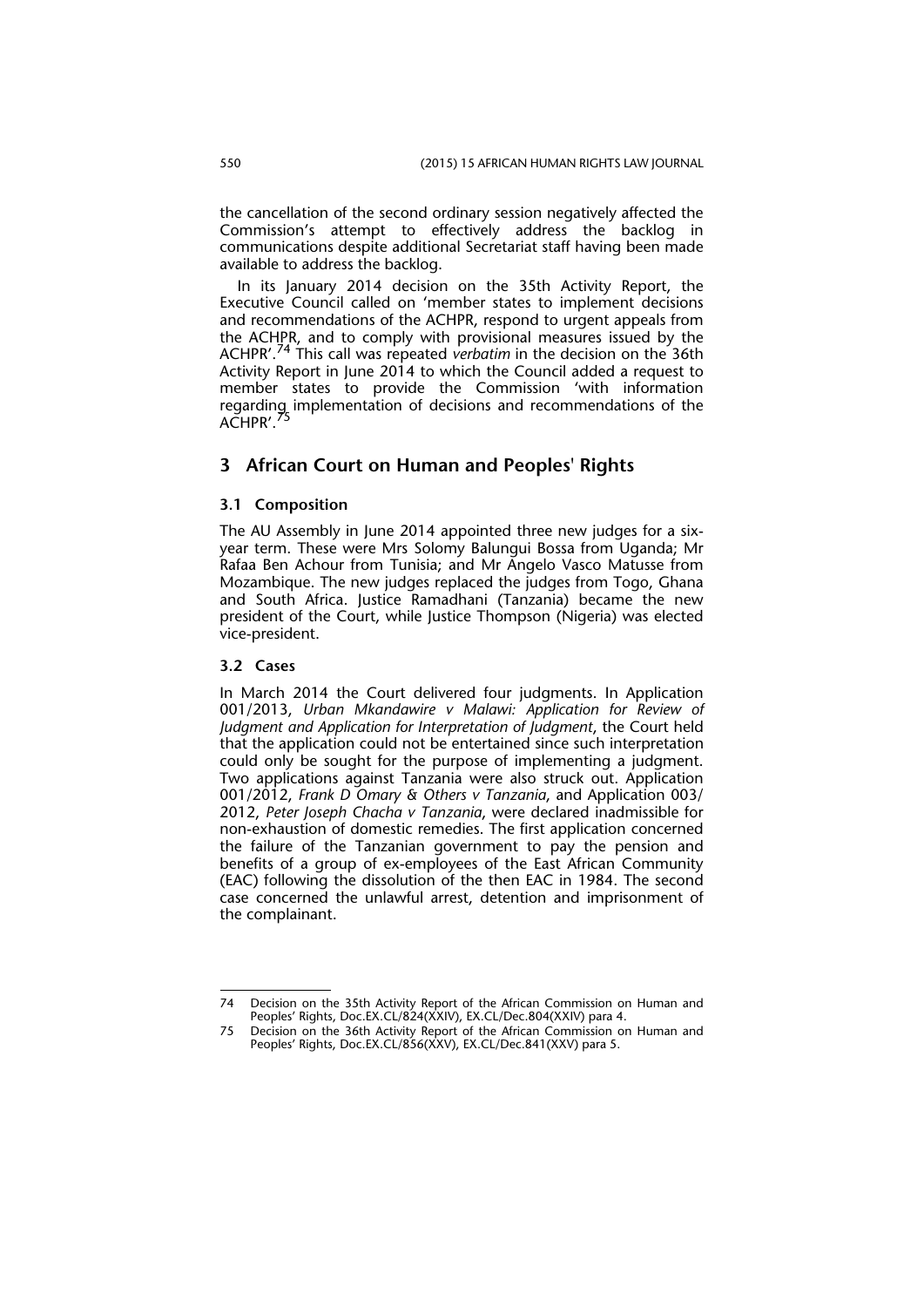the cancellation of the second ordinary session negatively affected the Commission's attempt to effectively address the backlog in communications despite additional Secretariat staff having been made available to address the backlog.

In its January 2014 decision on the 35th Activity Report, the Executive Council called on 'member states to implement decisions and recommendations of the ACHPR, respond to urgent appeals from the ACHPR, and to comply with provisional measures issued by the ACHPR'.[74] This call was repeated *verbatim* in the decision on the 36th Activity Report in June 2014 to which the Council added a request to member states to provide the Commission 'with information regarding implementation of decisions and recommendations of the ACHPR'.[75]

## 3 African Court on Human and Peoples' Rights

### 3.1 Composition

The AU Assembly in June 2014 appointed three new judges for a six-year term. These were Mrs Solomy Balungui Bossa from Uganda; Mr Rafaa Ben Achour from Tunisia; and Mr Angelo Vasco Matusse from Mozambique. The new judges replaced the judges from Togo, Ghana and South Africa. Justice Ramadhani (Tanzania) became the new president of the Court, while Justice Thompson (Nigeria) was elected vice-president.

### 3.2 Cases

In March 2014 the Court delivered four judgments. In Application 001/2013, *Urban Mkandawire v Malawi: Application for Review of Judgment and Application for Interpretation of Judgment*, the Court held that the application could not be entertained since such interpretation could only be sought for the purpose of implementing a judgment. Two applications against Tanzania were also struck out. Application 001/2012, *Frank D Omary & Others v Tanzania*, and Application 003/2012, *Peter Joseph Chacha v Tanzania*, were declared inadmissible for non-exhaustion of domestic remedies. The first application concerned the failure of the Tanzanian government to pay the pension and benefits of a group of ex-employees of the East African Community (EAC) following the dissolution of the then EAC in 1984. The second case concerned the unlawful arrest, detention and imprisonment of the complainant.

---

74 Decision on the 35th Activity Report of the African Commission on Human and Peoples' Rights, Doc.EX.CL/824(XXIV), EX.CL/Dec.804(XXIV) para 4.

75 Decision on the 36th Activity Report of the African Commission on Human and Peoples' Rights, Doc.EX.CL/856(XXV), EX.CL/Dec.841(XXV) para 5.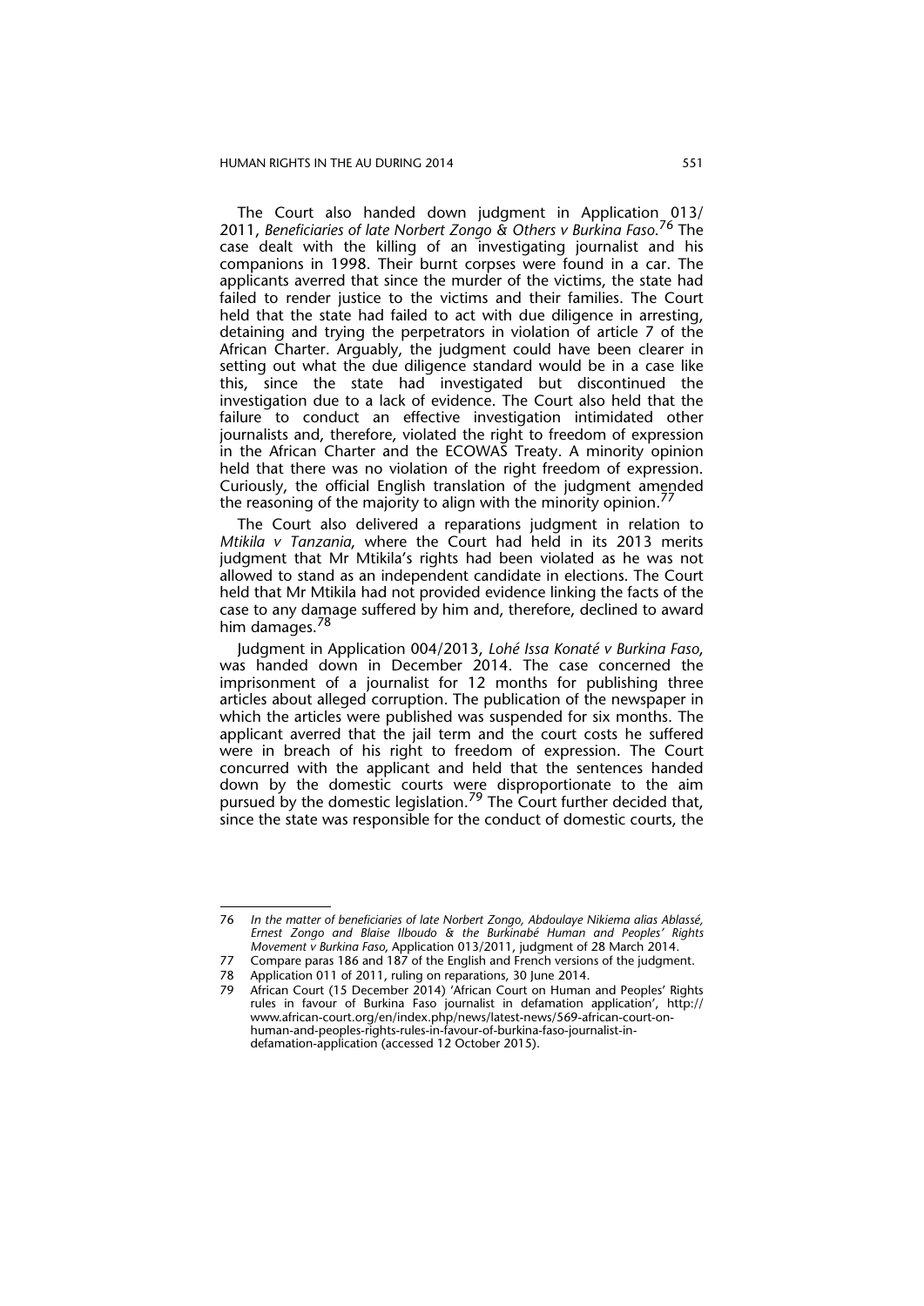The Court also handed down judgment in Application 013/2011, *Beneficiaries of late Norbert Zongo & Others v Burkina Faso*.[76] The case dealt with the killing of an investigating journalist and his companions in 1998. Their burnt corpses were found in a car. The applicants averred that since the murder of the victims, the state had failed to render justice to the victims and their families. The Court held that the state had failed to act with due diligence in arresting, detaining and trying the perpetrators in violation of article 7 of the African Charter. Arguably, the judgment could have been clearer in setting out what the due diligence standard would be in a case like this, since the state had investigated but discontinued the investigation due to a lack of evidence. The Court also held that the failure to conduct an effective investigation intimidated other journalists and, therefore, violated the right to freedom of expression in the African Charter and the ECOWAS Treaty. A minority opinion held that there was no violation of the right freedom of expression. Curiously, the official English translation of the judgment amended the reasoning of the majority to align with the minority opinion.[77]

The Court also delivered a reparations judgment in relation to *Mtikila v Tanzania*, where the Court had held in its 2013 merits judgment that Mr Mtikila's rights had been violated as he was not allowed to stand as an independent candidate in elections. The Court held that Mr Mtikila had not provided evidence linking the facts of the case to any damage suffered by him and, therefore, declined to award him damages.[78]

Judgment in Application 004/2013, *Lohé Issa Konaté v Burkina Faso*, was handed down in December 2014. The case concerned the imprisonment of a journalist for 12 months for publishing three articles about alleged corruption. The publication of the newspaper in which the articles were published was suspended for six months. The applicant averred that the jail term and the court costs he suffered were in breach of his right to freedom of expression. The Court concurred with the applicant and held that the sentences handed down by the domestic courts were disproportionate to the aim pursued by the domestic legislation.[79] The Court further decided that, since the state was responsible for the conduct of domestic courts, the

---

76 *In the matter of beneficiaries of late Norbert Zongo, Abdoulaye Nikiema alias Ablassé, Ernest Zongo and Blaise Ilboudo & the Burkinabé Human and Peoples' Rights Movement v Burkina Faso*, Application 013/2011, judgment of 28 March 2014.

77 Compare paras 186 and 187 of the English and French versions of the judgment.

78 Application 011 of 2011, ruling on reparations, 30 June 2014.

79 African Court (15 December 2014) 'African Court on Human and Peoples' Rights rules in favour of Burkina Faso journalist in defamation application', http://www.african-court.org/en/index.php/news/latest-news/569-african-court-on-human-and-peoples-rights-rules-in-favour-of-burkina-faso-journalist-in-defamation-application (accessed 12 October 2015).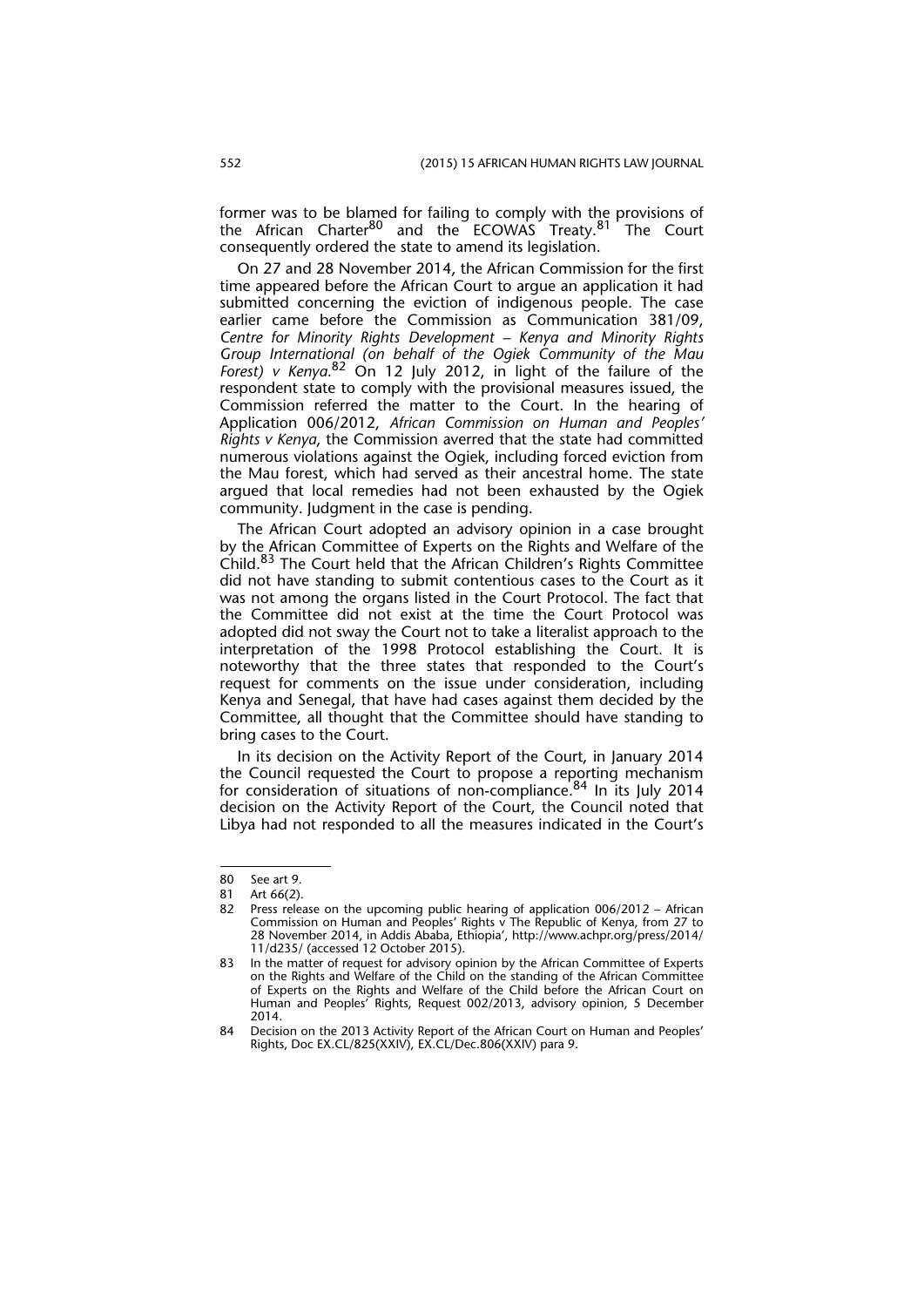former was to be blamed for failing to comply with the provisions of the African Charter[80] and the ECOWAS Treaty.[81] The Court consequently ordered the state to amend its legislation.

On 27 and 28 November 2014, the African Commission for the first time appeared before the African Court to argue an application it had submitted concerning the eviction of indigenous people. The case earlier came before the Commission as Communication 381/09, *Centre for Minority Rights Development – Kenya and Minority Rights Group International (on behalf of the Ogiek Community of the Mau Forest) v Kenya*.[82] On 12 July 2012, in light of the failure of the respondent state to comply with the provisional measures issued, the Commission referred the matter to the Court. In the hearing of Application 006/2012, *African Commission on Human and Peoples' Rights v Kenya*, the Commission averred that the state had committed numerous violations against the Ogiek, including forced eviction from the Mau forest, which had served as their ancestral home. The state argued that local remedies had not been exhausted by the Ogiek community. Judgment in the case is pending.

The African Court adopted an advisory opinion in a case brought by the African Committee of Experts on the Rights and Welfare of the Child.[83] The Court held that the African Children's Rights Committee did not have standing to submit contentious cases to the Court as it was not among the organs listed in the Court Protocol. The fact that the Committee did not exist at the time the Court Protocol was adopted did not sway the Court not to take a literalist approach to the interpretation of the 1998 Protocol establishing the Court. It is noteworthy that the three states that responded to the Court's request for comments on the issue under consideration, including Kenya and Senegal, that have had cases against them decided by the Committee, all thought that the Committee should have standing to bring cases to the Court.

In its decision on the Activity Report of the Court, in January 2014 the Council requested the Court to propose a reporting mechanism for consideration of situations of non-compliance.[84] In its July 2014 decision on the Activity Report of the Court, the Council noted that Libya had not responded to all the measures indicated in the Court's

---

80 See art 9.

81 Art 66(2).

82 Press release on the upcoming public hearing of application 006/2012 – African Commission on Human and Peoples' Rights v The Republic of Kenya, from 27 to 28 November 2014, in Addis Ababa, Ethiopia', http://www.achpr.org/press/2014/11/d235/ (accessed 12 October 2015).

83 In the matter of request for advisory opinion by the African Committee of Experts on the Rights and Welfare of the Child on the standing of the African Committee of Experts on the Rights and Welfare of the Child before the African Court on Human and Peoples' Rights, Request 002/2013, advisory opinion, 5 December 2014.

84 Decision on the 2013 Activity Report of the African Court on Human and Peoples' Rights, Doc EX.CL/825(XXIV), EX.CL/Dec.806(XXIV) para 9.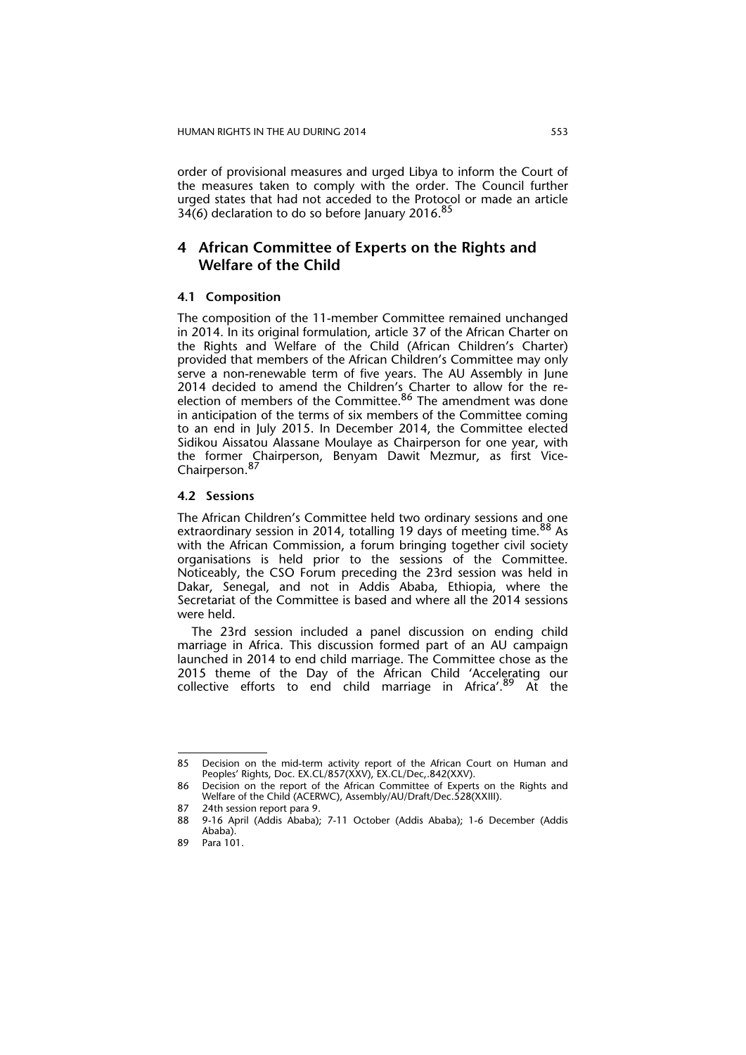order of provisional measures and urged Libya to inform the Court of the measures taken to comply with the order. The Council further urged states that had not acceded to the Protocol or made an article 34(6) declaration to do so before January 2016.[85]

## 4 African Committee of Experts on the Rights and Welfare of the Child

### 4.1 Composition

The composition of the 11-member Committee remained unchanged in 2014. In its original formulation, article 37 of the African Charter on the Rights and Welfare of the Child (African Children's Charter) provided that members of the African Children's Committee may only serve a non-renewable term of five years. The AU Assembly in June 2014 decided to amend the Children's Charter to allow for the re-election of members of the Committee.[86] The amendment was done in anticipation of the terms of six members of the Committee coming to an end in July 2015. In December 2014, the Committee elected Sidikou Aissatou Alassane Moulaye as Chairperson for one year, with the former Chairperson, Benyam Dawit Mezmur, as first Vice-Chairperson.[87]

### 4.2 Sessions

The African Children's Committee held two ordinary sessions and one extraordinary session in 2014, totalling 19 days of meeting time.[88] As with the African Commission, a forum bringing together civil society organisations is held prior to the sessions of the Committee. Noticeably, the CSO Forum preceding the 23rd session was held in Dakar, Senegal, and not in Addis Ababa, Ethiopia, where the Secretariat of the Committee is based and where all the 2014 sessions were held.

The 23rd session included a panel discussion on ending child marriage in Africa. This discussion formed part of an AU campaign launched in 2014 to end child marriage. The Committee chose as the 2015 theme of the Day of the African Child 'Accelerating our collective efforts to end child marriage in Africa'.[89] At the

---

85 Decision on the mid-term activity report of the African Court on Human and Peoples' Rights, Doc. EX.CL/857(XXV), EX.CL/Dec,.842(XXV).

86 Decision on the report of the African Committee of Experts on the Rights and Welfare of the Child (ACERWC), Assembly/AU/Draft/Dec.528(XXIII).

87 24th session report para 9.

88 9-16 April (Addis Ababa); 7-11 October (Addis Ababa); 1-6 December (Addis Ababa).

89 Para 101.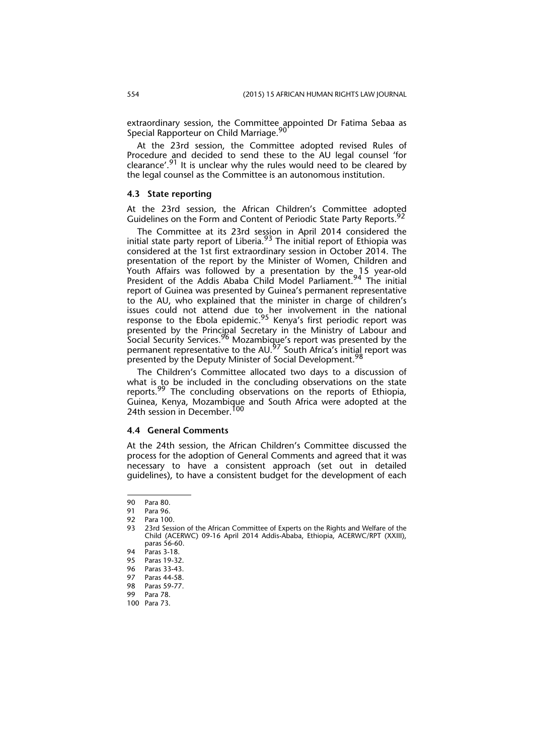extraordinary session, the Committee appointed Dr Fatima Sebaa as Special Rapporteur on Child Marriage.[90]

At the 23rd session, the Committee adopted revised Rules of Procedure and decided to send these to the AU legal counsel 'for clearance'.[91] It is unclear why the rules would need to be cleared by the legal counsel as the Committee is an autonomous institution.

### 4.3 State reporting

At the 23rd session, the African Children's Committee adopted Guidelines on the Form and Content of Periodic State Party Reports.[92]

The Committee at its 23rd session in April 2014 considered the initial state party report of Liberia.[93] The initial report of Ethiopia was considered at the 1st first extraordinary session in October 2014. The presentation of the report by the Minister of Women, Children and Youth Affairs was followed by a presentation by the 15 year-old President of the Addis Ababa Child Model Parliament.[94] The initial report of Guinea was presented by Guinea's permanent representative to the AU, who explained that the minister in charge of children's issues could not attend due to her involvement in the national response to the Ebola epidemic.[95] Kenya's first periodic report was presented by the Principal Secretary in the Ministry of Labour and Social Security Services.[96] Mozambique's report was presented by the permanent representative to the AU.[97] South Africa's initial report was presented by the Deputy Minister of Social Development.[98]

The Children's Committee allocated two days to a discussion of what is to be included in the concluding observations on the state reports.[99] The concluding observations on the reports of Ethiopia, Guinea, Kenya, Mozambique and South Africa were adopted at the 24th session in December.[100]

### 4.4 General Comments

At the 24th session, the African Children's Committee discussed the process for the adoption of General Comments and agreed that it was necessary to have a consistent approach (set out in detailed guidelines), to have a consistent budget for the development of each

---

90 Para 80.

91 Para 96.

92 Para 100.

93 23rd Session of the African Committee of Experts on the Rights and Welfare of the Child (ACERWC) 09-16 April 2014 Addis-Ababa, Ethiopia, ACERWC/RPT (XXIII), paras 56-60.

94 Paras 3-18.

95 Paras 19-32.

96 Paras 33-43.

97 Paras 44-58.

98 Paras 59-77.

99 Para 78.

100 Para 73.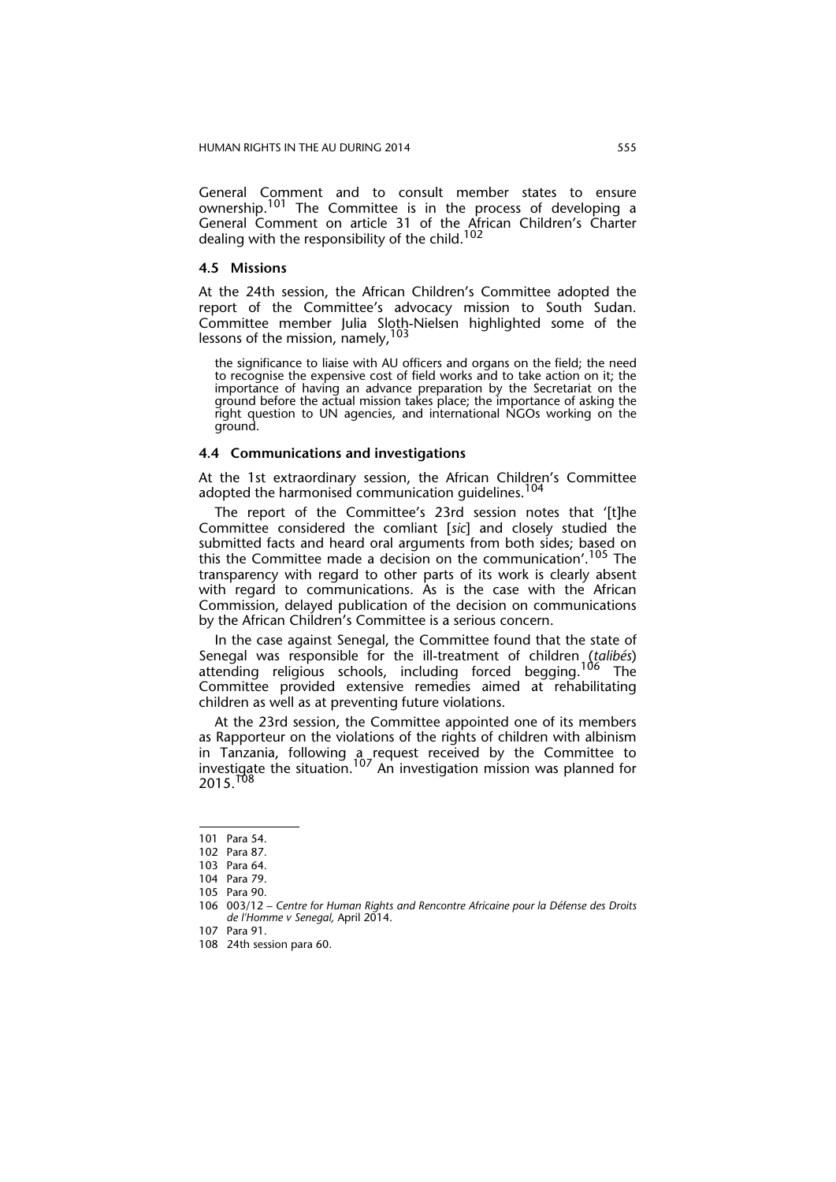General Comment and to consult member states to ensure ownership.[101] The Committee is in the process of developing a General Comment on article 31 of the African Children's Charter dealing with the responsibility of the child.[102]

### 4.5 Missions

At the 24th session, the African Children's Committee adopted the report of the Committee's advocacy mission to South Sudan. Committee member Julia Sloth-Nielsen highlighted some of the lessons of the mission, namely,[103]

> the significance to liaise with AU officers and organs on the field; the need to recognise the expensive cost of field works and to take action on it; the importance of having an advance preparation by the Secretariat on the ground before the actual mission takes place; the importance of asking the right question to UN agencies, and international NGOs working on the ground.

### 4.4 Communications and investigations

At the 1st extraordinary session, the African Children's Committee adopted the harmonised communication guidelines.[104]

The report of the Committee's 23rd session notes that '[t]he Committee considered the comliant [*sic*] and closely studied the submitted facts and heard oral arguments from both sides; based on this the Committee made a decision on the communication'.[105] The transparency with regard to other parts of its work is clearly absent with regard to communications. As is the case with the African Commission, delayed publication of the decision on communications by the African Children's Committee is a serious concern.

In the case against Senegal, the Committee found that the state of Senegal was responsible for the ill-treatment of children (*talibés*) attending religious schools, including forced begging.[106] The Committee provided extensive remedies aimed at rehabilitating children as well as at preventing future violations.

At the 23rd session, the Committee appointed one of its members as Rapporteur on the violations of the rights of children with albinism in Tanzania, following a request received by the Committee to investigate the situation.[107] An investigation mission was planned for 2015.[108]

---

101 Para 54.

102 Para 87.

103 Para 64.

104 Para 79.

105 Para 90.

106 003/12 – *Centre for Human Rights and Rencontre Africaine pour la Défense des Droits de l'Homme v Senegal,* April 2014.

107 Para 91.

108 24th session para 60.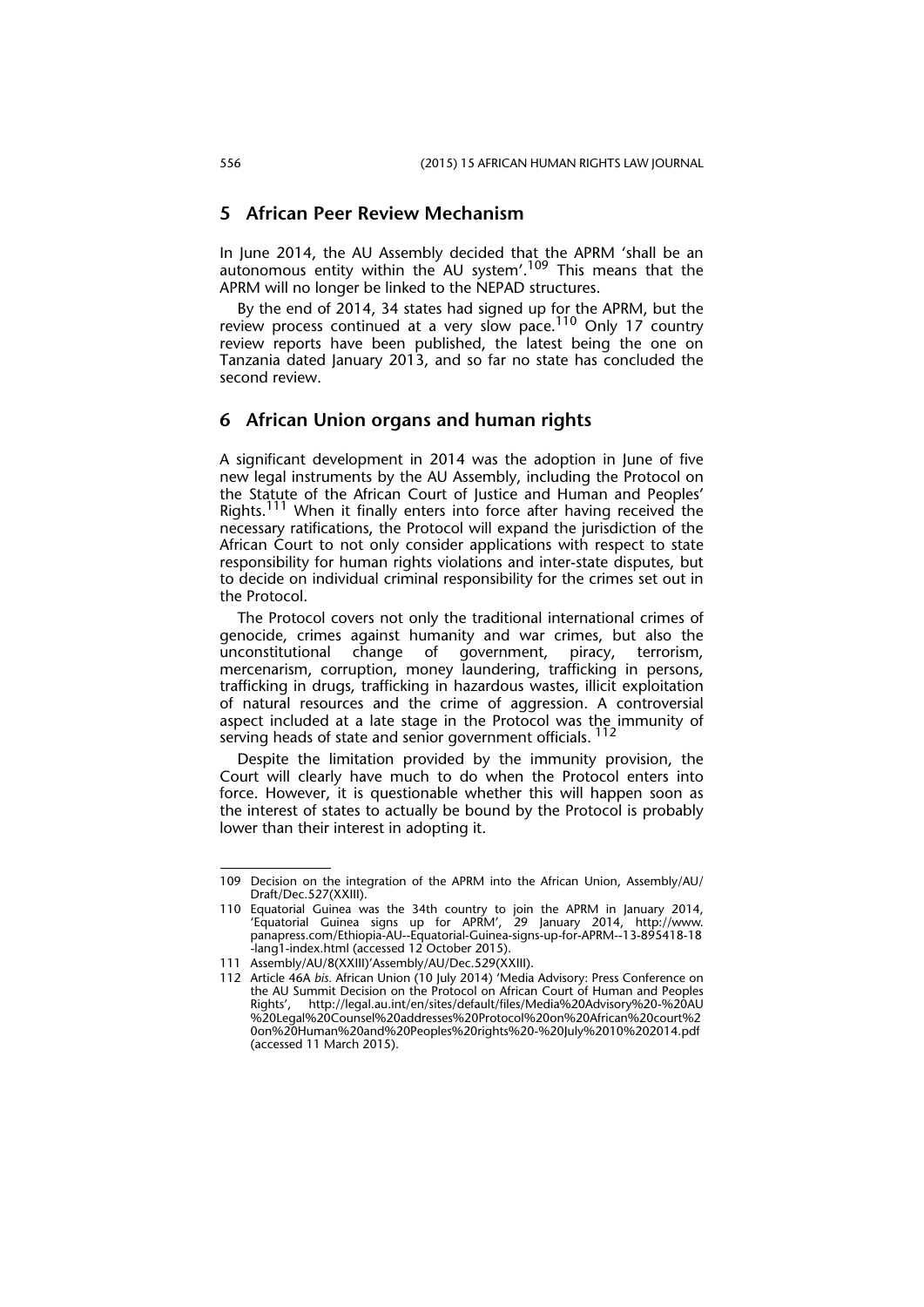## 5 African Peer Review Mechanism

In June 2014, the AU Assembly decided that the APRM 'shall be an autonomous entity within the AU system'.[109] This means that the APRM will no longer be linked to the NEPAD structures.

By the end of 2014, 34 states had signed up for the APRM, but the review process continued at a very slow pace.[110] Only 17 country review reports have been published, the latest being the one on Tanzania dated January 2013, and so far no state has concluded the second review.

## 6 African Union organs and human rights

A significant development in 2014 was the adoption in June of five new legal instruments by the AU Assembly, including the Protocol on the Statute of the African Court of Justice and Human and Peoples' Rights.[111] When it finally enters into force after having received the necessary ratifications, the Protocol will expand the jurisdiction of the African Court to not only consider applications with respect to state responsibility for human rights violations and inter-state disputes, but to decide on individual criminal responsibility for the crimes set out in the Protocol.

The Protocol covers not only the traditional international crimes of genocide, crimes against humanity and war crimes, but also the unconstitutional change of government, piracy, terrorism, mercenarism, corruption, money laundering, trafficking in persons, trafficking in drugs, trafficking in hazardous wastes, illicit exploitation of natural resources and the crime of aggression. A controversial aspect included at a late stage in the Protocol was the immunity of serving heads of state and senior government officials.[112]

Despite the limitation provided by the immunity provision, the Court will clearly have much to do when the Protocol enters into force. However, it is questionable whether this will happen soon as the interest of states to actually be bound by the Protocol is probably lower than their interest in adopting it.

---

109 Decision on the integration of the APRM into the African Union, Assembly/AU/Draft/Dec.527(XXIII).

110 Equatorial Guinea was the 34th country to join the APRM in January 2014, 'Equatorial Guinea signs up for APRM', 29 January 2014, http://www.panapress.com/Ethiopia-AU--Equatorial-Guinea-signs-up-for-APRM--13-895418-18-lang1-index.html (accessed 12 October 2015).

111 Assembly/AU/8(XXIII)'Assembly/AU/Dec.529(XXIII).

112 Article 46A *bis*. African Union (10 July 2014) 'Media Advisory: Press Conference on the AU Summit Decision on the Protocol on African Court of Human and Peoples Rights', http://legal.au.int/en/sites/default/files/Media%20Advisory%20-%20AU%20Legal%20Counsel%20addresses%20Protocol%20on%20African%20court%20on%20Human%20and%20Peoples%20rights%20-%20July%2010%202014.pdf (accessed 11 March 2015).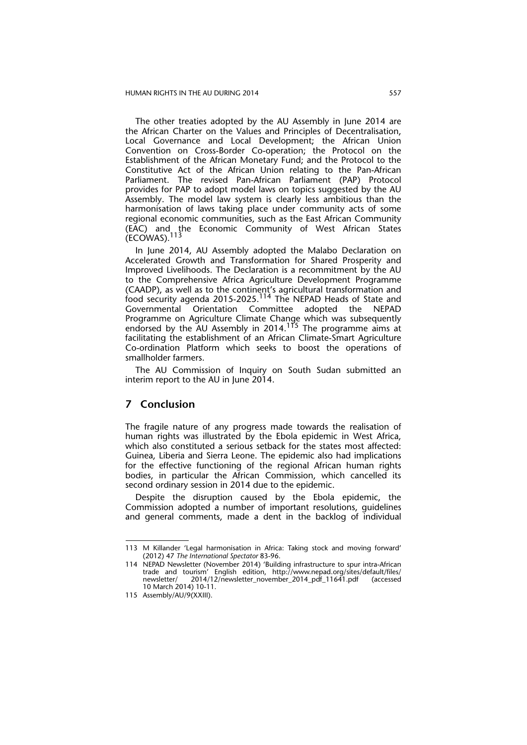The other treaties adopted by the AU Assembly in June 2014 are the African Charter on the Values and Principles of Decentralisation, Local Governance and Local Development; the African Union Convention on Cross-Border Co-operation; the Protocol on the Establishment of the African Monetary Fund; and the Protocol to the Constitutive Act of the African Union relating to the Pan-African Parliament. The revised Pan-African Parliament (PAP) Protocol provides for PAP to adopt model laws on topics suggested by the AU Assembly. The model law system is clearly less ambitious than the harmonisation of laws taking place under community acts of some regional economic communities, such as the East African Community (EAC) and the Economic Community of West African States (ECOWAS).[113]

In June 2014, AU Assembly adopted the Malabo Declaration on Accelerated Growth and Transformation for Shared Prosperity and Improved Livelihoods. The Declaration is a recommitment by the AU to the Comprehensive Africa Agriculture Development Programme (CAADP), as well as to the continent's agricultural transformation and food security agenda 2015-2025.[114] The NEPAD Heads of State and Governmental Orientation Committee adopted the NEPAD Programme on Agriculture Climate Change which was subsequently endorsed by the AU Assembly in 2014.[115] The programme aims at facilitating the establishment of an African Climate-Smart Agriculture Co-ordination Platform which seeks to boost the operations of smallholder farmers.

The AU Commission of Inquiry on South Sudan submitted an interim report to the AU in June 2014.

## 7 Conclusion

The fragile nature of any progress made towards the realisation of human rights was illustrated by the Ebola epidemic in West Africa, which also constituted a serious setback for the states most affected: Guinea, Liberia and Sierra Leone. The epidemic also had implications for the effective functioning of the regional African human rights bodies, in particular the African Commission, which cancelled its second ordinary session in 2014 due to the epidemic.

Despite the disruption caused by the Ebola epidemic, the Commission adopted a number of important resolutions, guidelines and general comments, made a dent in the backlog of individual

---

113 M Killander 'Legal harmonisation in Africa: Taking stock and moving forward' (2012) 47 *The International Spectator* 83-96.

114 NEPAD Newsletter (November 2014) 'Building infrastructure to spur intra-African trade and tourism' English edition, http://www.nepad.org/sites/default/files/newsletter/ 2014/12/newsletter_november_2014_pdf_11641.pdf (accessed 10 March 2014) 10-11.

115 Assembly/AU/9(XXIII).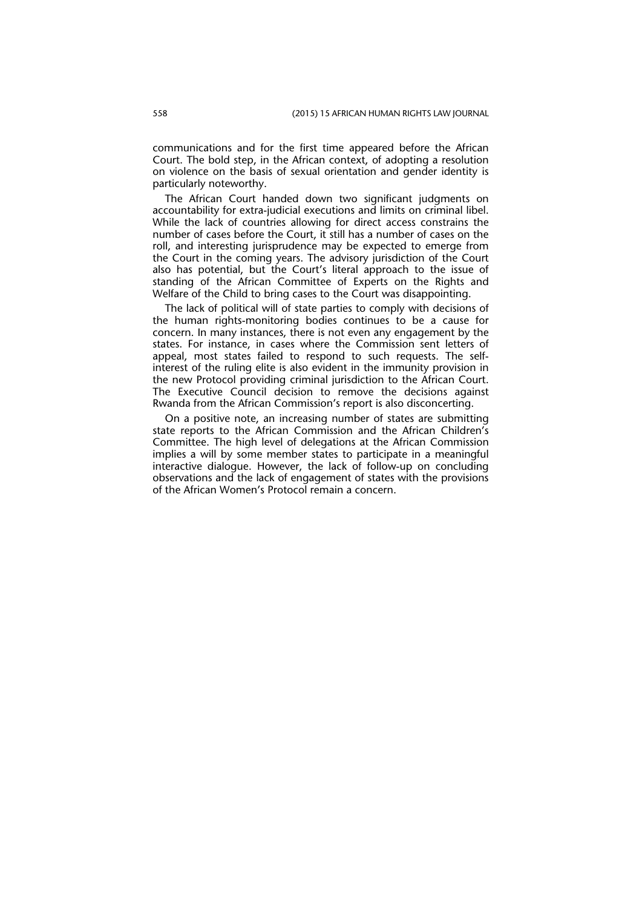communications and for the first time appeared before the African Court. The bold step, in the African context, of adopting a resolution on violence on the basis of sexual orientation and gender identity is particularly noteworthy.

The African Court handed down two significant judgments on accountability for extra-judicial executions and limits on criminal libel. While the lack of countries allowing for direct access constrains the number of cases before the Court, it still has a number of cases on the roll, and interesting jurisprudence may be expected to emerge from the Court in the coming years. The advisory jurisdiction of the Court also has potential, but the Court's literal approach to the issue of standing of the African Committee of Experts on the Rights and Welfare of the Child to bring cases to the Court was disappointing.

The lack of political will of state parties to comply with decisions of the human rights-monitoring bodies continues to be a cause for concern. In many instances, there is not even any engagement by the states. For instance, in cases where the Commission sent letters of appeal, most states failed to respond to such requests. The self-interest of the ruling elite is also evident in the immunity provision in the new Protocol providing criminal jurisdiction to the African Court. The Executive Council decision to remove the decisions against Rwanda from the African Commission's report is also disconcerting.

On a positive note, an increasing number of states are submitting state reports to the African Commission and the African Children's Committee. The high level of delegations at the African Commission implies a will by some member states to participate in a meaningful interactive dialogue. However, the lack of follow-up on concluding observations and the lack of engagement of states with the provisions of the African Women's Protocol remain a concern.